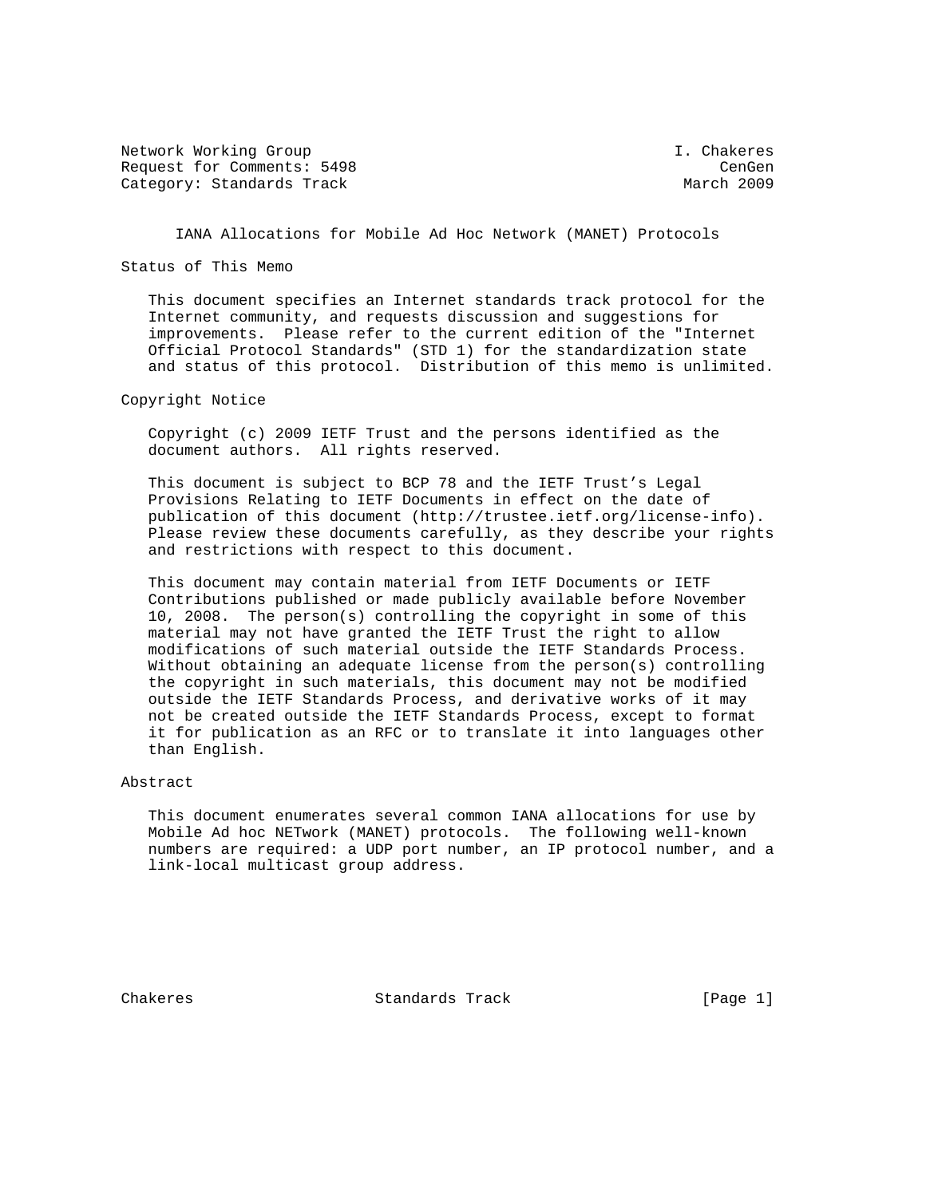Network Working Group I. Chakeres
Request for Comments: 5498 CenGen
Category: Standards Track March 2009

# IANA Allocations for Mobile Ad Hoc Network (MANET) Protocols

## Status of This Memo

This document specifies an Internet standards track protocol for the Internet community, and requests discussion and suggestions for improvements. Please refer to the current edition of the "Internet Official Protocol Standards" (STD 1) for the standardization state and status of this protocol. Distribution of this memo is unlimited.

## Copyright Notice

Copyright (c) 2009 IETF Trust and the persons identified as the document authors. All rights reserved.

This document is subject to BCP 78 and the IETF Trust's Legal Provisions Relating to IETF Documents in effect on the date of publication of this document (http://trustee.ietf.org/license-info). Please review these documents carefully, as they describe your rights and restrictions with respect to this document.

This document may contain material from IETF Documents or IETF Contributions published or made publicly available before November 10, 2008. The person(s) controlling the copyright in some of this material may not have granted the IETF Trust the right to allow modifications of such material outside the IETF Standards Process. Without obtaining an adequate license from the person(s) controlling the copyright in such materials, this document may not be modified outside the IETF Standards Process, and derivative works of it may not be created outside the IETF Standards Process, except to format it for publication as an RFC or to translate it into languages other than English.

## Abstract

This document enumerates several common IANA allocations for use by Mobile Ad hoc NETwork (MANET) protocols. The following well-known numbers are required: a UDP port number, an IP protocol number, and a link-local multicast group address.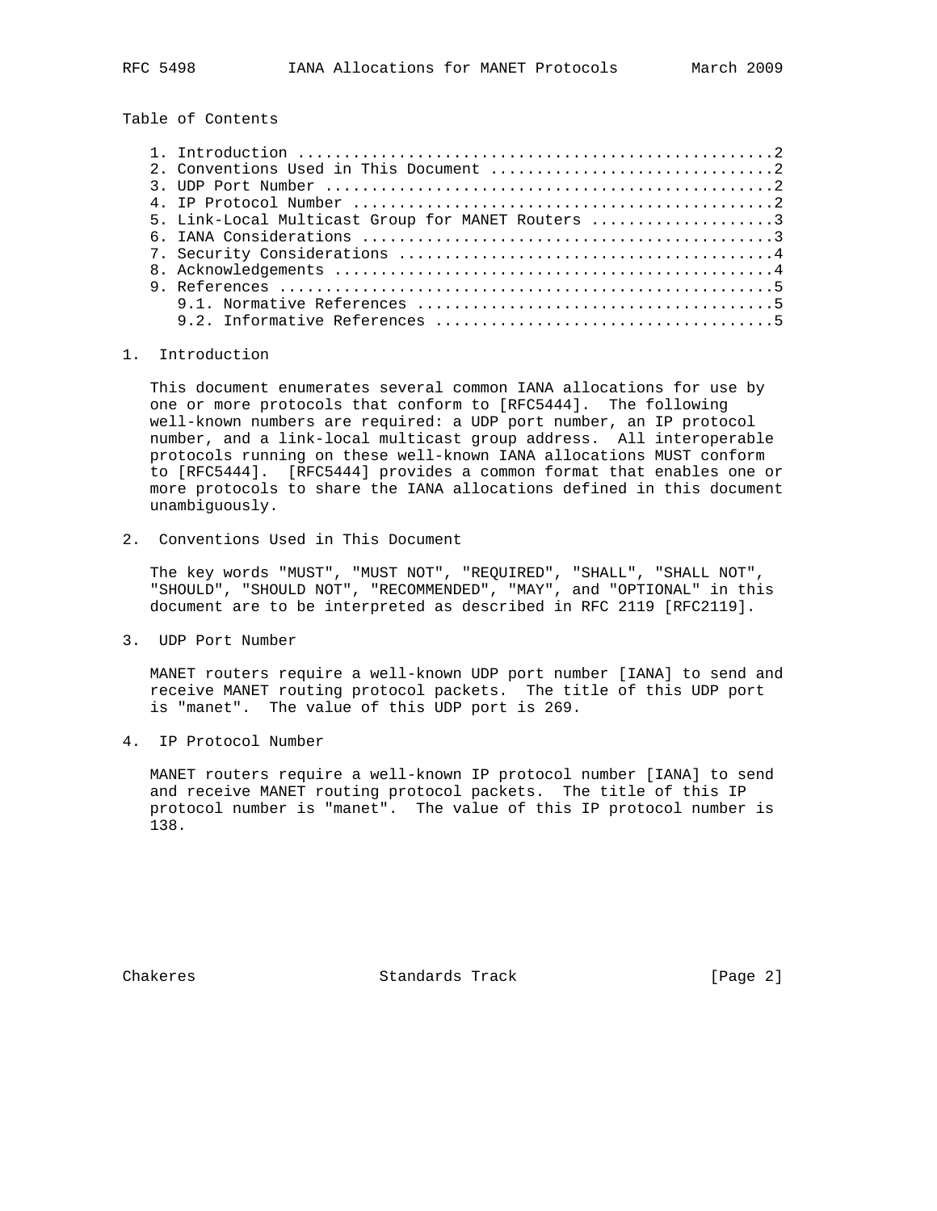Table of Contents

1. Introduction ....................................................2
2. Conventions Used in This Document ...............................2
3. UDP Port Number .................................................2
4. IP Protocol Number ..............................................2
5. Link-Local Multicast Group for MANET Routers ....................3
6. IANA Considerations .............................................3
7. Security Considerations .........................................4
8. Acknowledgements ................................................4
9. References ......................................................5
   9.1. Normative References .......................................5
   9.2. Informative References .....................................5

## 1. Introduction

This document enumerates several common IANA allocations for use by one or more protocols that conform to [RFC5444]. The following well-known numbers are required: a UDP port number, an IP protocol number, and a link-local multicast group address. All interoperable protocols running on these well-known IANA allocations MUST conform to [RFC5444]. [RFC5444] provides a common format that enables one or more protocols to share the IANA allocations defined in this document unambiguously.

## 2. Conventions Used in This Document

The key words "MUST", "MUST NOT", "REQUIRED", "SHALL", "SHALL NOT", "SHOULD", "SHOULD NOT", "RECOMMENDED", "MAY", and "OPTIONAL" in this document are to be interpreted as described in RFC 2119 [RFC2119].

## 3. UDP Port Number

MANET routers require a well-known UDP port number [IANA] to send and receive MANET routing protocol packets. The title of this UDP port is "manet". The value of this UDP port is 269.

## 4. IP Protocol Number

MANET routers require a well-known IP protocol number [IANA] to send and receive MANET routing protocol packets. The title of this IP protocol number is "manet". The value of this IP protocol number is 138.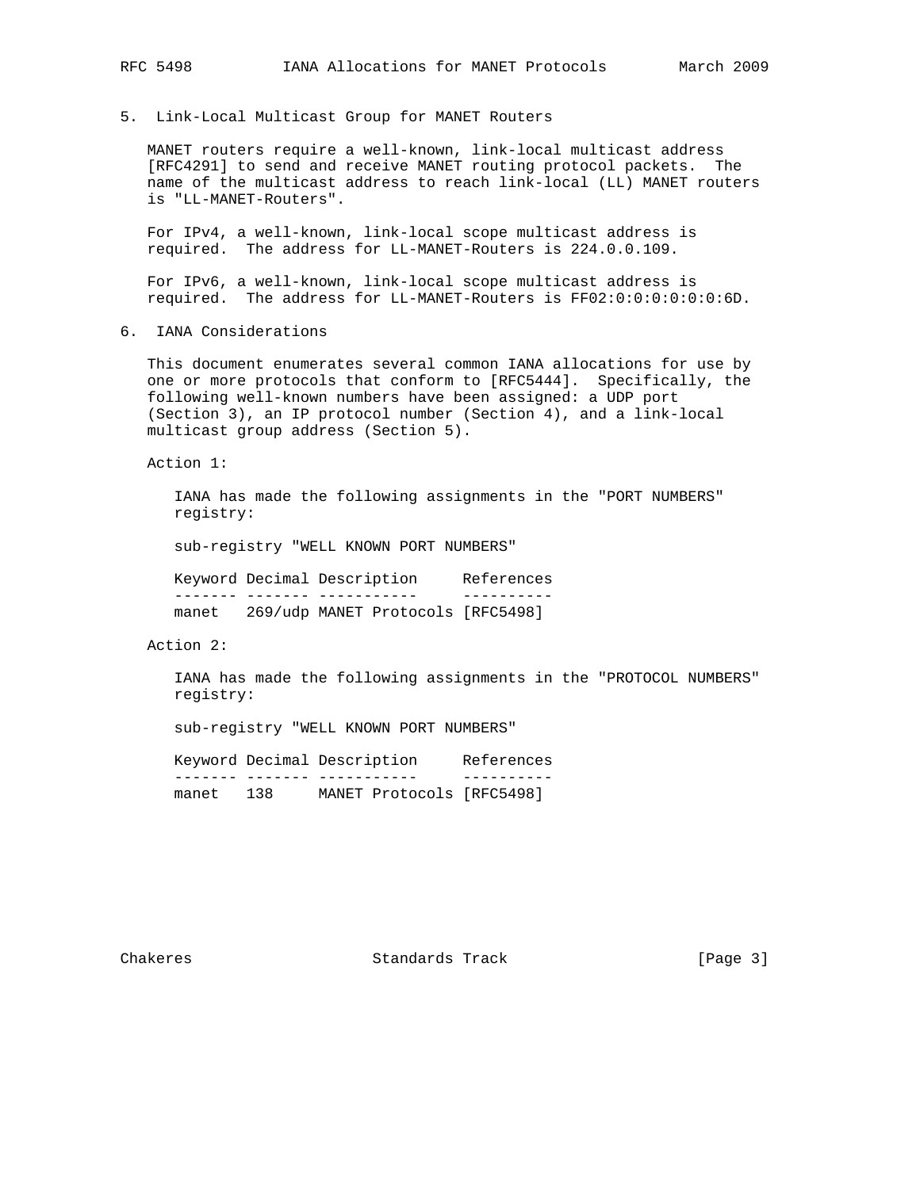## 5. Link-Local Multicast Group for MANET Routers

MANET routers require a well-known, link-local multicast address [RFC4291] to send and receive MANET routing protocol packets. The name of the multicast address to reach link-local (LL) MANET routers is "LL-MANET-Routers".

For IPv4, a well-known, link-local scope multicast address is required. The address for LL-MANET-Routers is 224.0.0.109.

For IPv6, a well-known, link-local scope multicast address is required. The address for LL-MANET-Routers is FF02:0:0:0:0:0:0:6D.

## 6. IANA Considerations

This document enumerates several common IANA allocations for use by one or more protocols that conform to [RFC5444]. Specifically, the following well-known numbers have been assigned: a UDP port (Section 3), an IP protocol number (Section 4), and a link-local multicast group address (Section 5).

Action 1:

IANA has made the following assignments in the "PORT NUMBERS" registry:

sub-registry "WELL KNOWN PORT NUMBERS"

| Keyword | Decimal | Description | References |
|---|---|---|---|
| manet | 269/udp | MANET Protocols | [RFC5498] |

Action 2:

IANA has made the following assignments in the "PROTOCOL NUMBERS" registry:

sub-registry "WELL KNOWN PORT NUMBERS"

| Keyword | Decimal | Description | References |
|---|---|---|---|
| manet | 138 | MANET Protocols | [RFC5498] |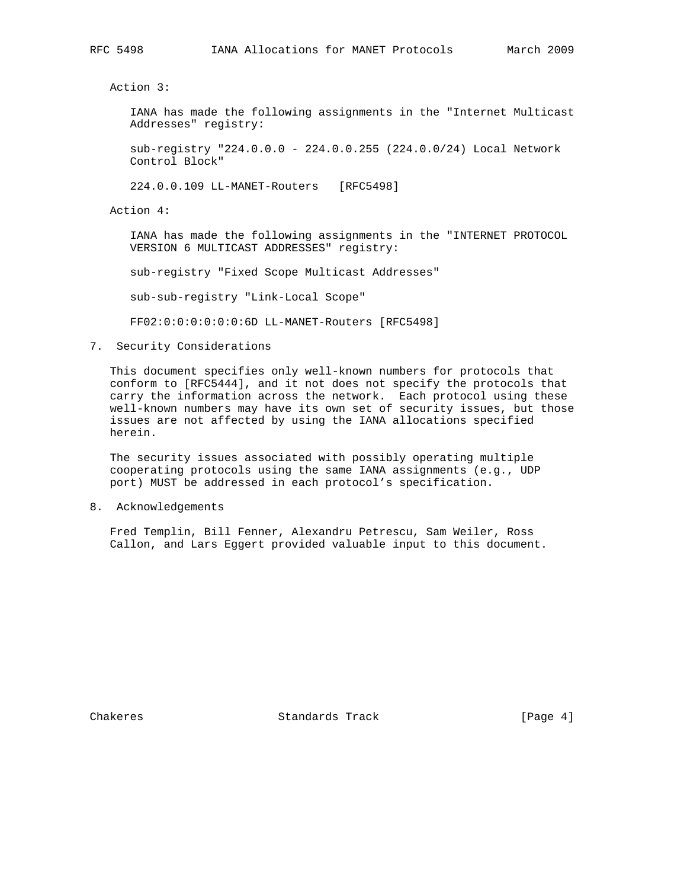Action 3:

IANA has made the following assignments in the "Internet Multicast Addresses" registry:

sub-registry "224.0.0.0 - 224.0.0.255 (224.0.0/24) Local Network Control Block"

224.0.0.109 LL-MANET-Routers [RFC5498]

Action 4:

IANA has made the following assignments in the "INTERNET PROTOCOL VERSION 6 MULTICAST ADDRESSES" registry:

sub-registry "Fixed Scope Multicast Addresses"

sub-sub-registry "Link-Local Scope"

FF02:0:0:0:0:0:0:6D LL-MANET-Routers [RFC5498]

## 7. Security Considerations

This document specifies only well-known numbers for protocols that conform to [RFC5444], and it not does not specify the protocols that carry the information across the network. Each protocol using these well-known numbers may have its own set of security issues, but those issues are not affected by using the IANA allocations specified herein.

The security issues associated with possibly operating multiple cooperating protocols using the same IANA assignments (e.g., UDP port) MUST be addressed in each protocol's specification.

## 8. Acknowledgements

Fred Templin, Bill Fenner, Alexandru Petrescu, Sam Weiler, Ross Callon, and Lars Eggert provided valuable input to this document.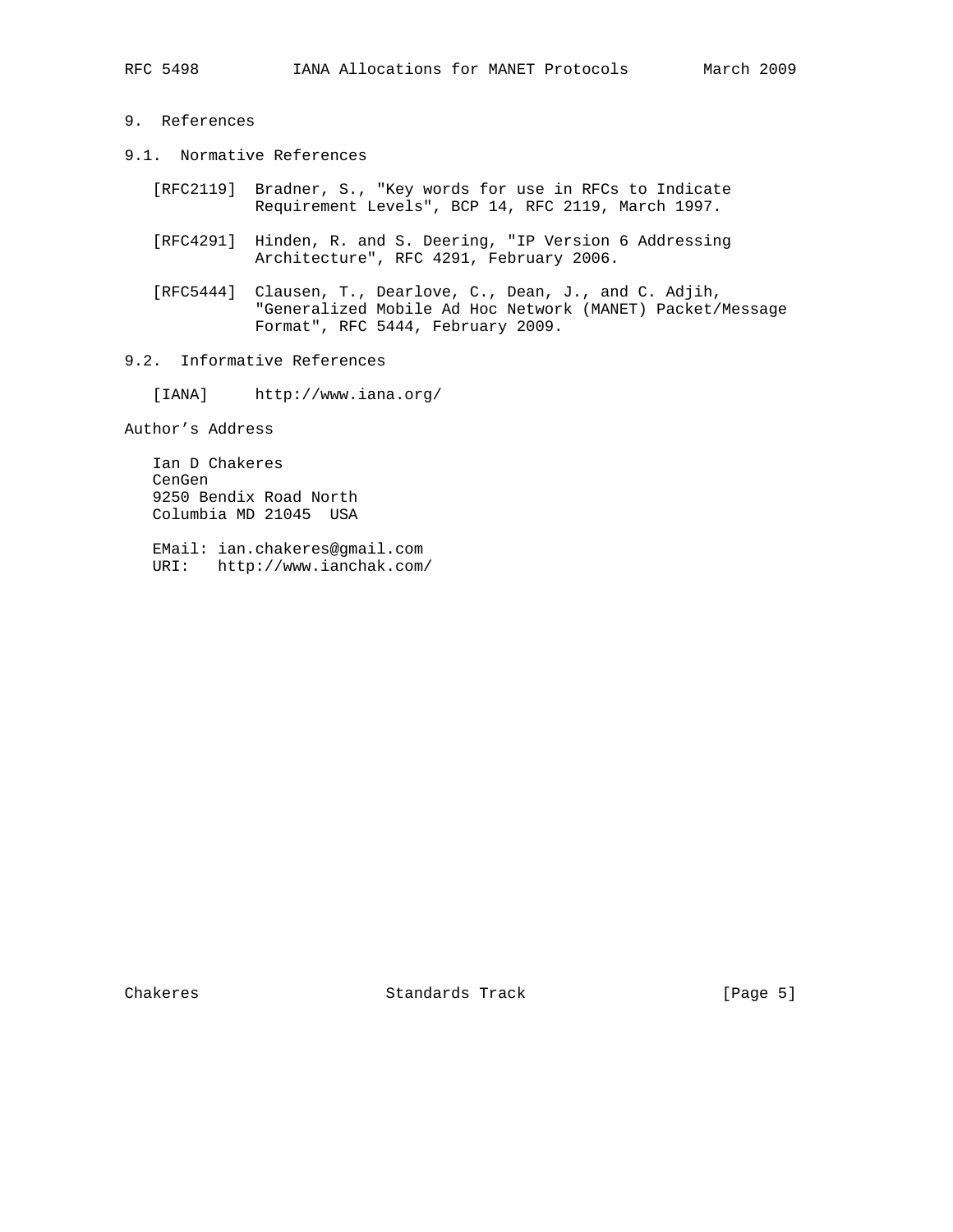## 9. References

### 9.1. Normative References

[RFC2119] Bradner, S., "Key words for use in RFCs to Indicate Requirement Levels", BCP 14, RFC 2119, March 1997.

[RFC4291] Hinden, R. and S. Deering, "IP Version 6 Addressing Architecture", RFC 4291, February 2006.

[RFC5444] Clausen, T., Dearlove, C., Dean, J., and C. Adjih, "Generalized Mobile Ad Hoc Network (MANET) Packet/Message Format", RFC 5444, February 2009.

### 9.2. Informative References

[IANA] http://www.iana.org/

## Author's Address

Ian D Chakeres
CenGen
9250 Bendix Road North
Columbia MD 21045 USA

EMail: ian.chakeres@gmail.com
URI: http://www.ianchak.com/